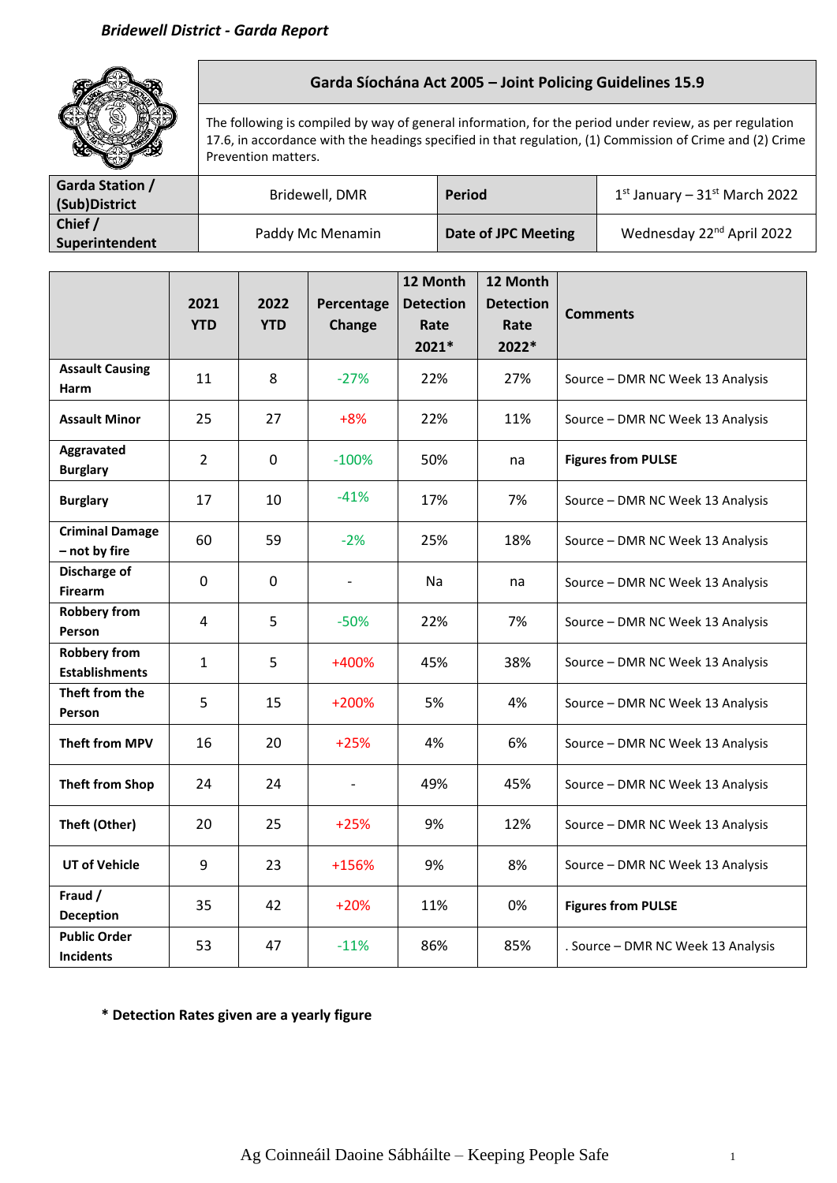***Bridewell District - Garda Report***

| | | | |
|---|---|---|---|
| | **Garda Síochána Act 2005 – Joint Policing Guidelines 15.9** | | |
| | The following is compiled by way of general information, for the period under review, as per regulation 17.6, in accordance with the headings specified in that regulation, (1) Commission of Crime and (2) Crime Prevention matters. | | |
| **Garda Station / (Sub)District** | Bridewell, DMR | **Period** | 1st January – 31st March 2022 |
| **Chief / Superintendent** | Paddy Mc Menamin | **Date of JPC Meeting** | Wednesday 22nd April 2022 |

| | 2021 YTD | 2022 YTD | Percentage Change | 12 Month Detection Rate 2021* | 12 Month Detection Rate 2022* | Comments |
|---|---|---|---|---|---|---|
| **Assault Causing Harm** | 11 | 8 | -27% | 22% | 27% | Source – DMR NC Week 13 Analysis |
| **Assault Minor** | 25 | 27 | +8% | 22% | 11% | Source – DMR NC Week 13 Analysis |
| **Aggravated Burglary** | 2 | 0 | -100% | 50% | na | **Figures from PULSE** |
| **Burglary** | 17 | 10 | -41% | 17% | 7% | Source – DMR NC Week 13 Analysis |
| **Criminal Damage – not by fire** | 60 | 59 | -2% | 25% | 18% | Source – DMR NC Week 13 Analysis |
| **Discharge of Firearm** | 0 | 0 | - | Na | na | Source – DMR NC Week 13 Analysis |
| **Robbery from Person** | 4 | 5 | -50% | 22% | 7% | Source – DMR NC Week 13 Analysis |
| **Robbery from Establishments** | 1 | 5 | +400% | 45% | 38% | Source – DMR NC Week 13 Analysis |
| **Theft from the Person** | 5 | 15 | +200% | 5% | 4% | Source – DMR NC Week 13 Analysis |
| **Theft from MPV** | 16 | 20 | +25% | 4% | 6% | Source – DMR NC Week 13 Analysis |
| **Theft from Shop** | 24 | 24 | - | 49% | 45% | Source – DMR NC Week 13 Analysis |
| **Theft (Other)** | 20 | 25 | +25% | 9% | 12% | Source – DMR NC Week 13 Analysis |
| **UT of Vehicle** | 9 | 23 | +156% | 9% | 8% | Source – DMR NC Week 13 Analysis |
| **Fraud / Deception** | 35 | 42 | +20% | 11% | 0% | **Figures from PULSE** |
| **Public Order Incidents** | 53 | 47 | -11% | 86% | 85% | . Source – DMR NC Week 13 Analysis |

**\* Detection Rates given are a yearly figure**

Ag Coinneáil Daoine Sábháilte – Keeping People Safe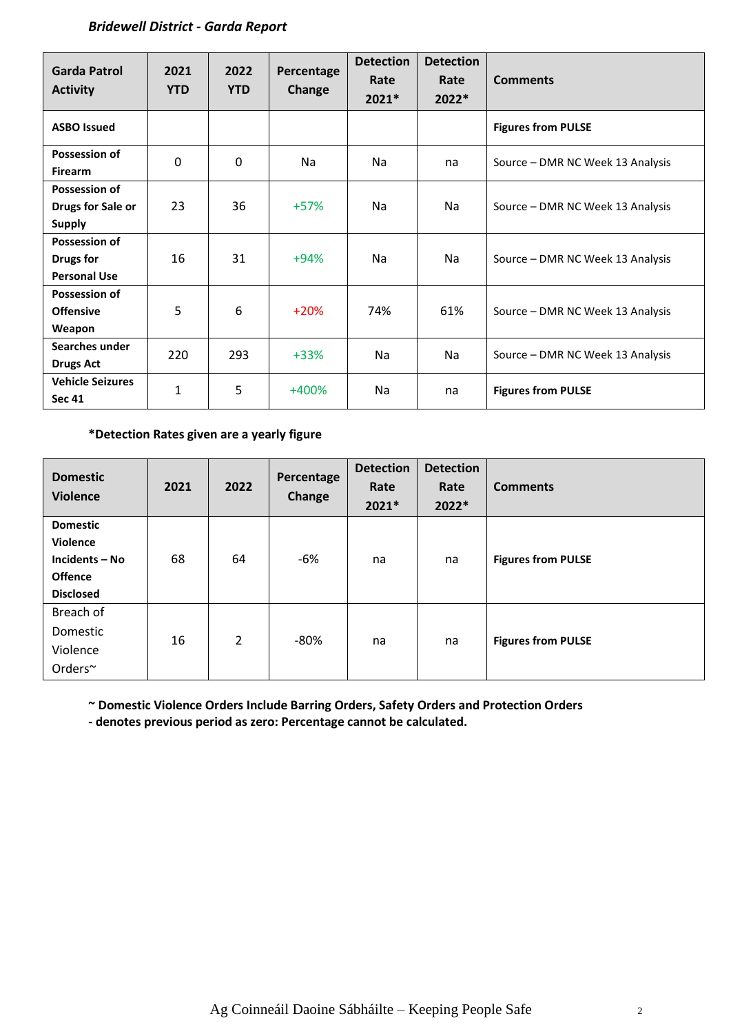***Bridewell District - Garda Report***

| Garda Patrol Activity | 2021 YTD | 2022 YTD | Percentage Change | Detection Rate 2021* | Detection Rate 2022* | Comments |
|---|---|---|---|---|---|---|
| **ASBO Issued** | | | | | | **Figures from PULSE** |
| **Possession of Firearm** | 0 | 0 | Na | Na | na | Source – DMR NC Week 13 Analysis |
| **Possession of Drugs for Sale or Supply** | 23 | 36 | +57% | Na | Na | Source – DMR NC Week 13 Analysis |
| **Possession of Drugs for Personal Use** | 16 | 31 | +94% | Na | Na | Source – DMR NC Week 13 Analysis |
| **Possession of Offensive Weapon** | 5 | 6 | +20% | 74% | 61% | Source – DMR NC Week 13 Analysis |
| **Searches under Drugs Act** | 220 | 293 | +33% | Na | Na | Source – DMR NC Week 13 Analysis |
| **Vehicle Seizures Sec 41** | 1 | 5 | +400% | Na | na | **Figures from PULSE** |

**\*Detection Rates given are a yearly figure**

| Domestic Violence | 2021 | 2022 | Percentage Change | Detection Rate 2021* | Detection Rate 2022* | Comments |
|---|---|---|---|---|---|---|
| **Domestic Violence Incidents – No Offence Disclosed** | 68 | 64 | -6% | na | na | **Figures from PULSE** |
| Breach of Domestic Violence Orders~ | 16 | 2 | -80% | na | na | **Figures from PULSE** |

**~ Domestic Violence Orders Include Barring Orders, Safety Orders and Protection Orders**
**- denotes previous period as zero: Percentage cannot be calculated.**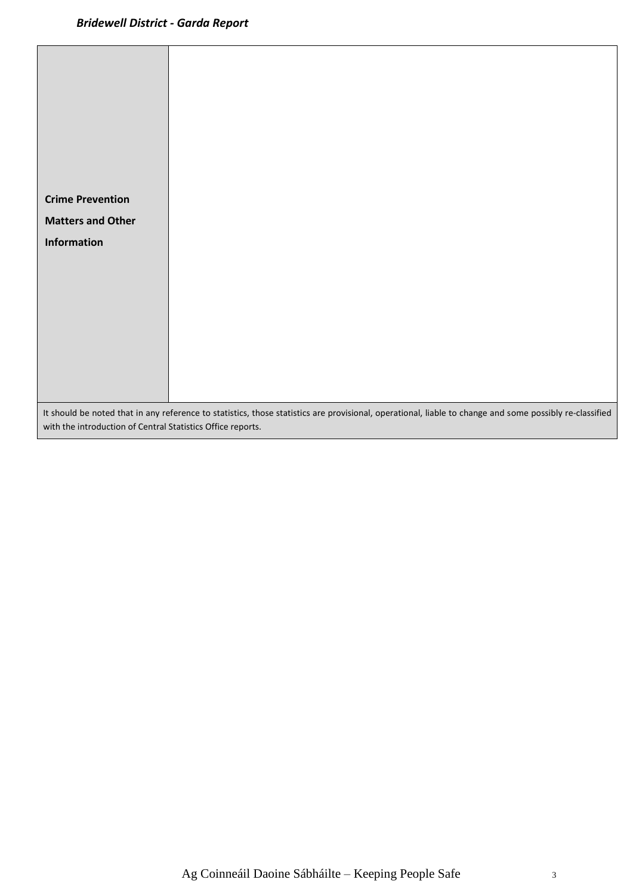| | |
|---|---|
| **Crime Prevention Matters and Other Information** | |
| It should be noted that in any reference to statistics, those statistics are provisional, operational, liable to change and some possibly re-classified with the introduction of Central Statistics Office reports. | |